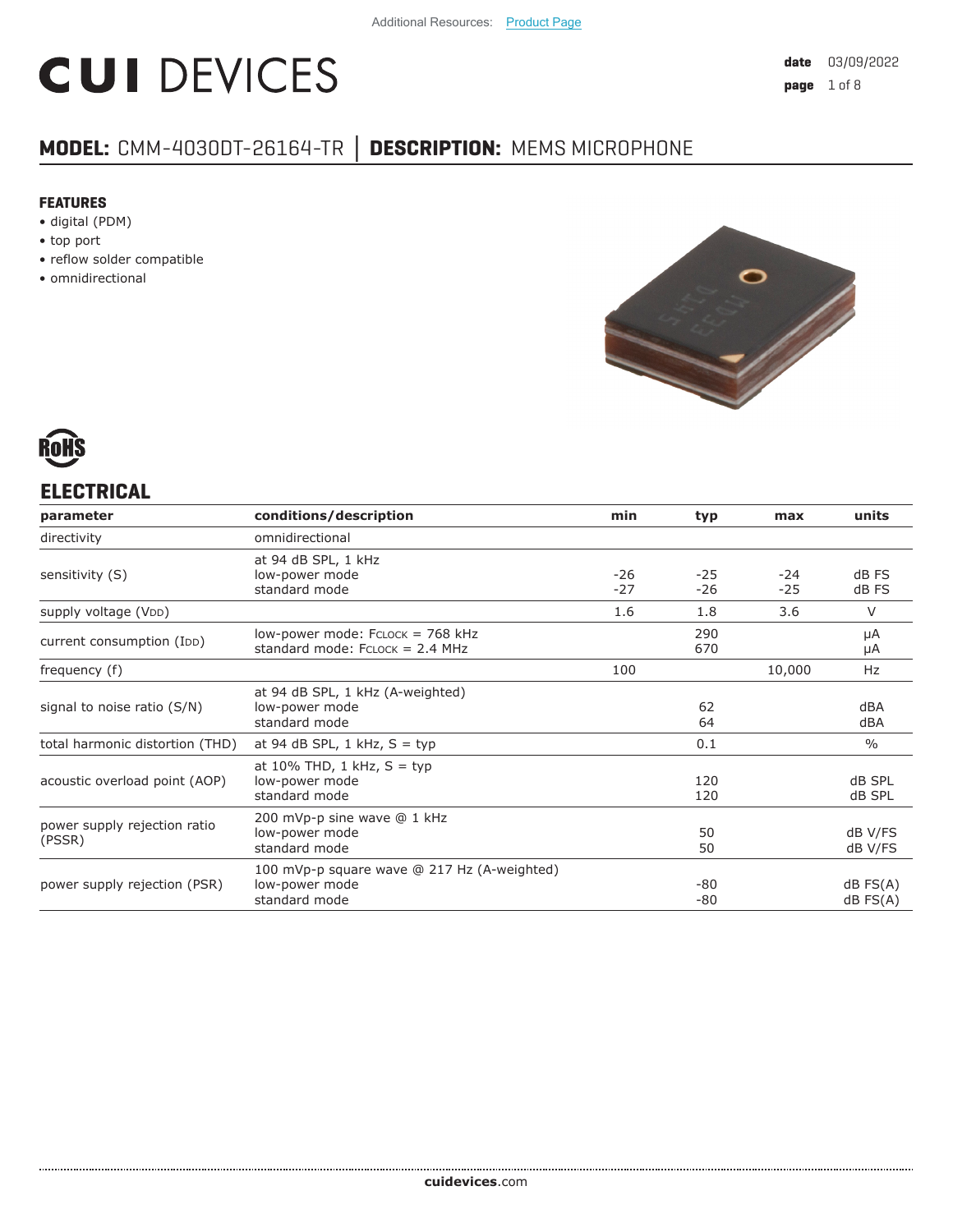Additional Resources: Product Page

# CUI DEVICES

date 03/09/2022

## MODEL: CMM-4030DT-26164-TR | DESCRIPTION: MEMS MICROPHONE

### FEATURES

- digital (PDM)
- top port
- reflow solder compatible
- omnidirectional

## ELECTRICAL

| parameter | conditions/description | min | typ | max | units |
|---|---|---|---|---|---|
| directivity | omnidirectional | | | | |
| sensitivity (S) | at 94 dB SPL, 1 kHz<br>low-power mode<br>standard mode | <br>-26<br>-27 | <br>-25<br>-26 | <br>-24<br>-25 | <br>dB FS<br>dB FS |
| supply voltage ($V_{DD}$) | | 1.6 | 1.8 | 3.6 | V |
| current consumption ($I_{DD}$) | low-power mode: $F_{CLOCK}$ = 768 kHz<br>standard mode: $F_{CLOCK}$ = 2.4 MHz | | 290<br>670 | | μA<br>μA |
| frequency (f) | | 100 | | 10,000 | Hz |
| signal to noise ratio (S/N) | at 94 dB SPL, 1 kHz (A-weighted)<br>low-power mode<br>standard mode | | <br>62<br>64 | | <br>dBA<br>dBA |
| total harmonic distortion (THD) | at 94 dB SPL, 1 kHz, S = typ | | 0.1 | | % |
| acoustic overload point (AOP) | at 10% THD, 1 kHz, S = typ<br>low-power mode<br>standard mode | | <br>120<br>120 | | <br>dB SPL<br>dB SPL |
| power supply rejection ratio (PSSR) | 200 mVp-p sine wave @ 1 kHz<br>low-power mode<br>standard mode | | <br>50<br>50 | | <br>dB V/FS<br>dB V/FS |
| power supply rejection (PSR) | 100 mVp-p square wave @ 217 Hz (A-weighted)<br>low-power mode<br>standard mode | | <br>-80<br>-80 | | <br>dB FS(A)<br>dB FS(A) |

cuidevices.com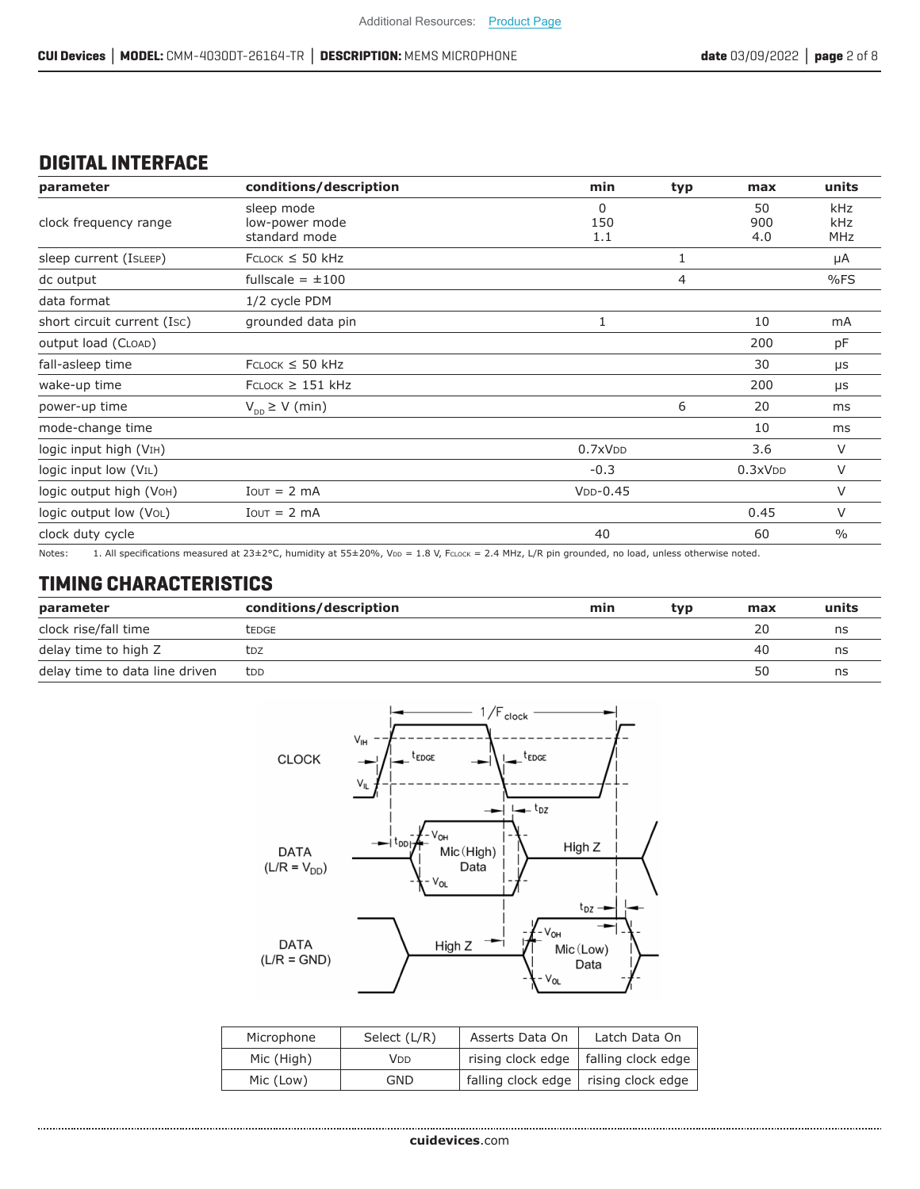## DIGITAL INTERFACE

| parameter | conditions/description | min | typ | max | units |
|---|---|---|---|---|---|
| clock frequency range | sleep mode<br>low-power mode<br>standard mode | 0<br>150<br>1.1 | | 50<br>900<br>4.0 | kHz<br>kHz<br>MHz |
| sleep current ($I_{SLEEP}$) | $F_{CLOCK}$ ≤ 50 kHz | | 1 | | μA |
| dc output | fullscale = ±100 | | 4 | | %FS |
| data format | 1/2 cycle PDM | | | | |
| short circuit current ($I_{SC}$) | grounded data pin | 1 | | 10 | mA |
| output load ($C_{LOAD}$) | | | | 200 | pF |
| fall-asleep time | $F_{CLOCK}$ ≤ 50 kHz | | | 30 | μs |
| wake-up time | $F_{CLOCK}$ ≥ 151 kHz | | | 200 | μs |
| power-up time | $V_{DD}$ ≥ V (min) | | 6 | 20 | ms |
| mode-change time | | | | 10 | ms |
| logic input high ($V_{IH}$) | | 0.7x$V_{DD}$ | | 3.6 | V |
| logic input low ($V_{IL}$) | | -0.3 | | 0.3x$V_{DD}$ | V |
| logic output high ($V_{OH}$) | $I_{OUT}$ = 2 mA | $V_{DD}$-0.45 | | | V |
| logic output low ($V_{OL}$) | $I_{OUT}$ = 2 mA | | | 0.45 | V |
| clock duty cycle | | 40 | | 60 | % |

Notes: 1. All specifications measured at 23±2°C, humidity at 55±20%, $V_{DD}$ = 1.8 V, $F_{CLOCK}$ = 2.4 MHz, L/R pin grounded, no load, unless otherwise noted.

## TIMING CHARACTERISTICS

| parameter | conditions/description | min | typ | max | units |
|---|---|---|---|---|---|
| clock rise/fall time | $t_{EDGE}$ | | | 20 | ns |
| delay time to high Z | $t_{DZ}$ | | | 40 | ns |
| delay time to data line driven | $t_{DD}$ | | | 50 | ns |

| Microphone | Select (L/R) | Asserts Data On | Latch Data On |
|---|---|---|---|
| Mic (High) | $V_{DD}$ | rising clock edge | falling clock edge |
| Mic (Low) | GND | falling clock edge | rising clock edge |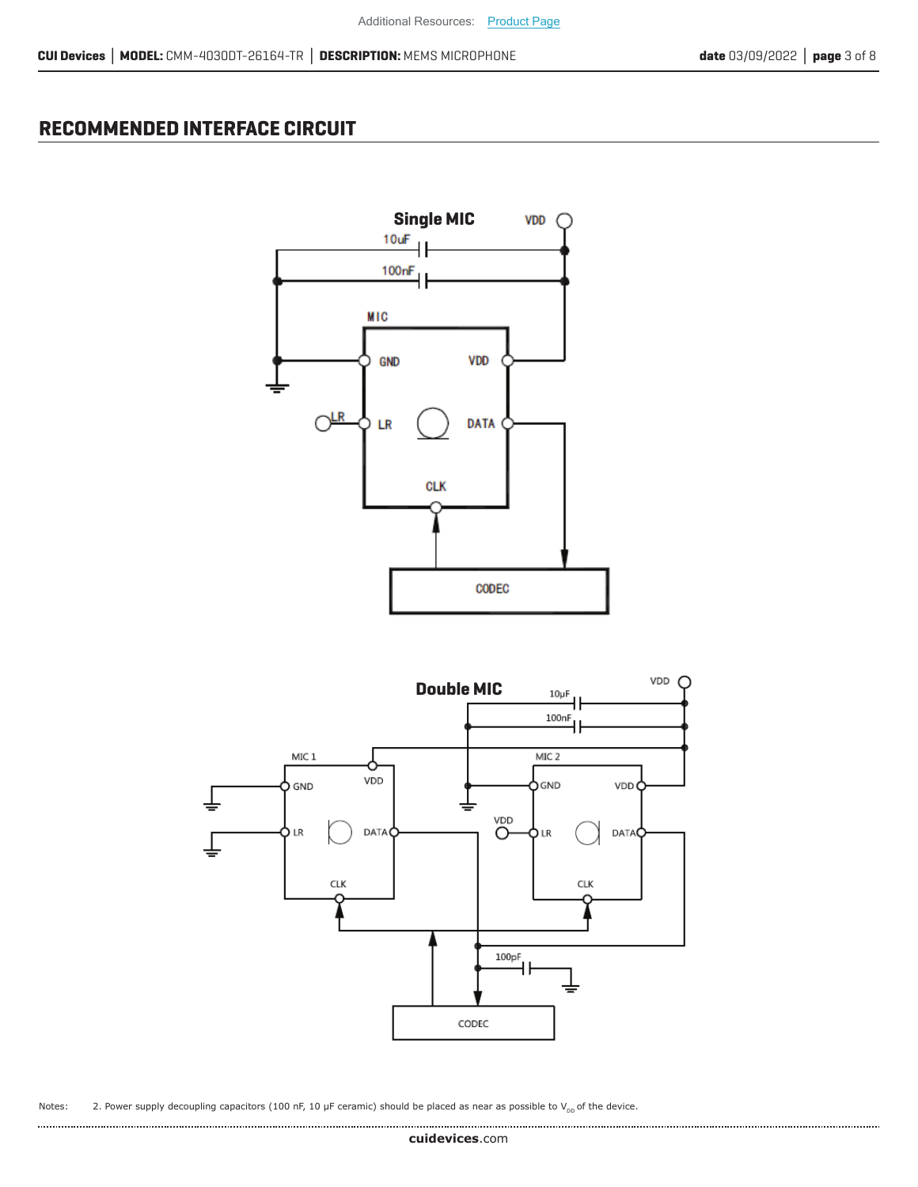## RECOMMENDED INTERFACE CIRCUIT

**Single MIC**

**Double MIC**

Notes: 2. Power supply decoupling capacitors (100 nF, 10 µF ceramic) should be placed as near as possible to $V_{DD}$ of the device.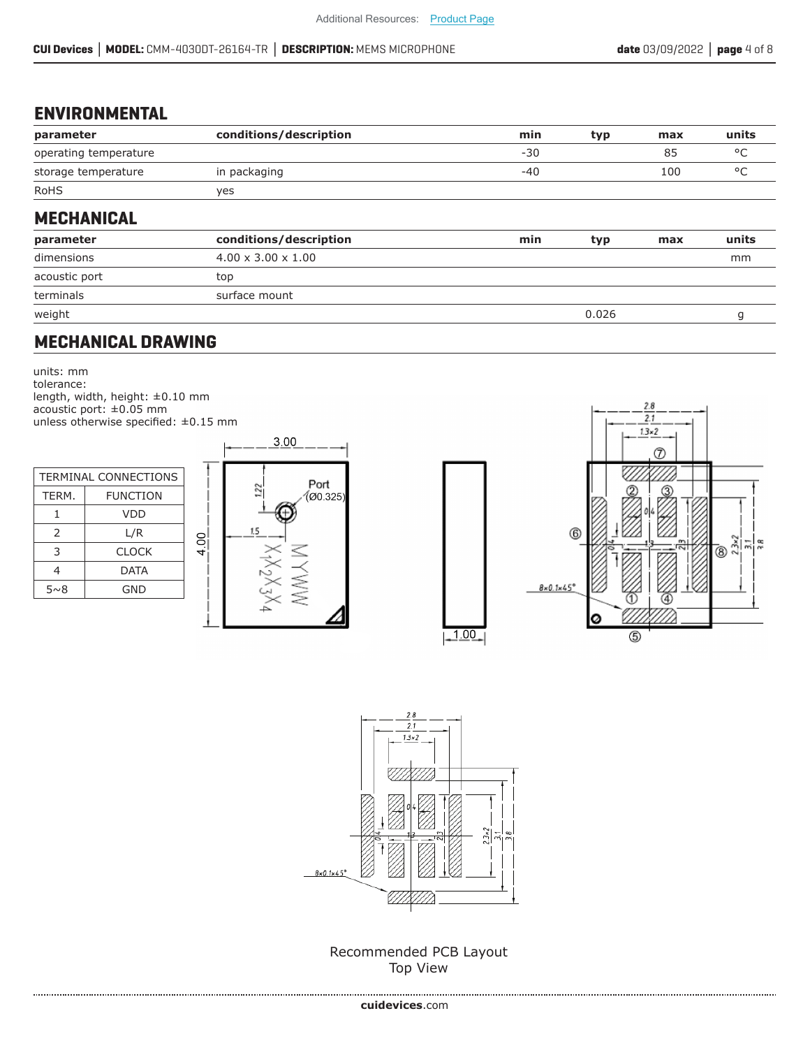## ENVIRONMENTAL

| parameter | conditions/description | min | typ | max | units |
|---|---|---|---|---|---|
| operating temperature | | -30 | | 85 | °C |
| storage temperature | in packaging | -40 | | 100 | °C |
| RoHS | yes | | | | |

## MECHANICAL

| parameter | conditions/description | min | typ | max | units |
|---|---|---|---|---|---|
| dimensions | 4.00 x 3.00 x 1.00 | | | | mm |
| acoustic port | top | | | | |
| terminals | surface mount | | | | |
| weight | | | 0.026 | | g |

## MECHANICAL DRAWING

units: mm
tolerance:
length, width, height: ±0.10 mm
acoustic port: ±0.05 mm
unless otherwise specified: ±0.15 mm

| TERMINAL CONNECTIONS | |
|---|---|
| TERM. | FUNCTION |
| 1 | VDD |
| 2 | L/R |
| 3 | CLOCK |
| 4 | DATA |
| 5~8 | GND |

Recommended PCB Layout
Top View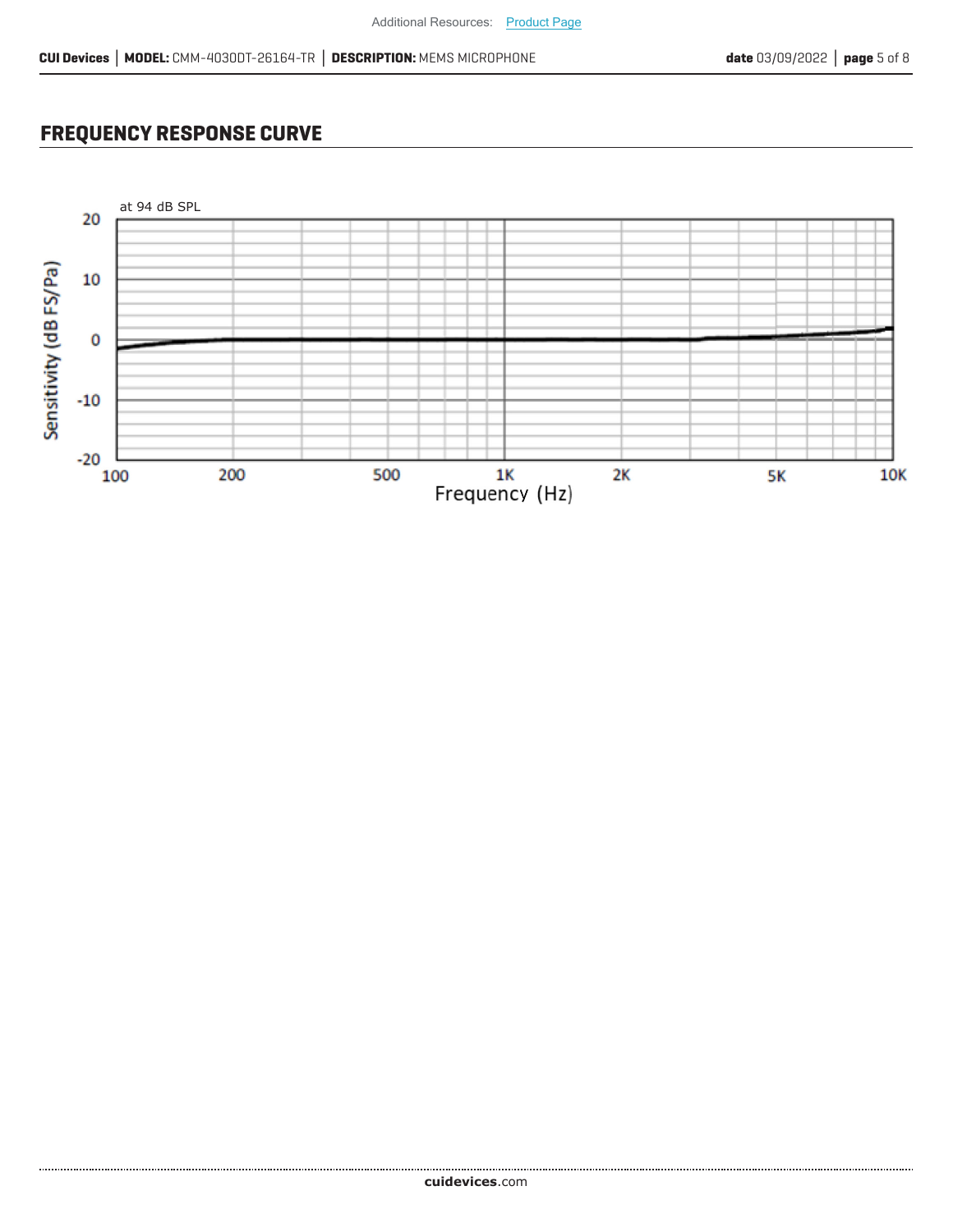## FREQUENCY RESPONSE CURVE

at 94 dB SPL

Sensitivity (dB FS/Pa)

20
10
0
-10
-20

100 200 500 1K 2K 5K 10K

Frequency (Hz)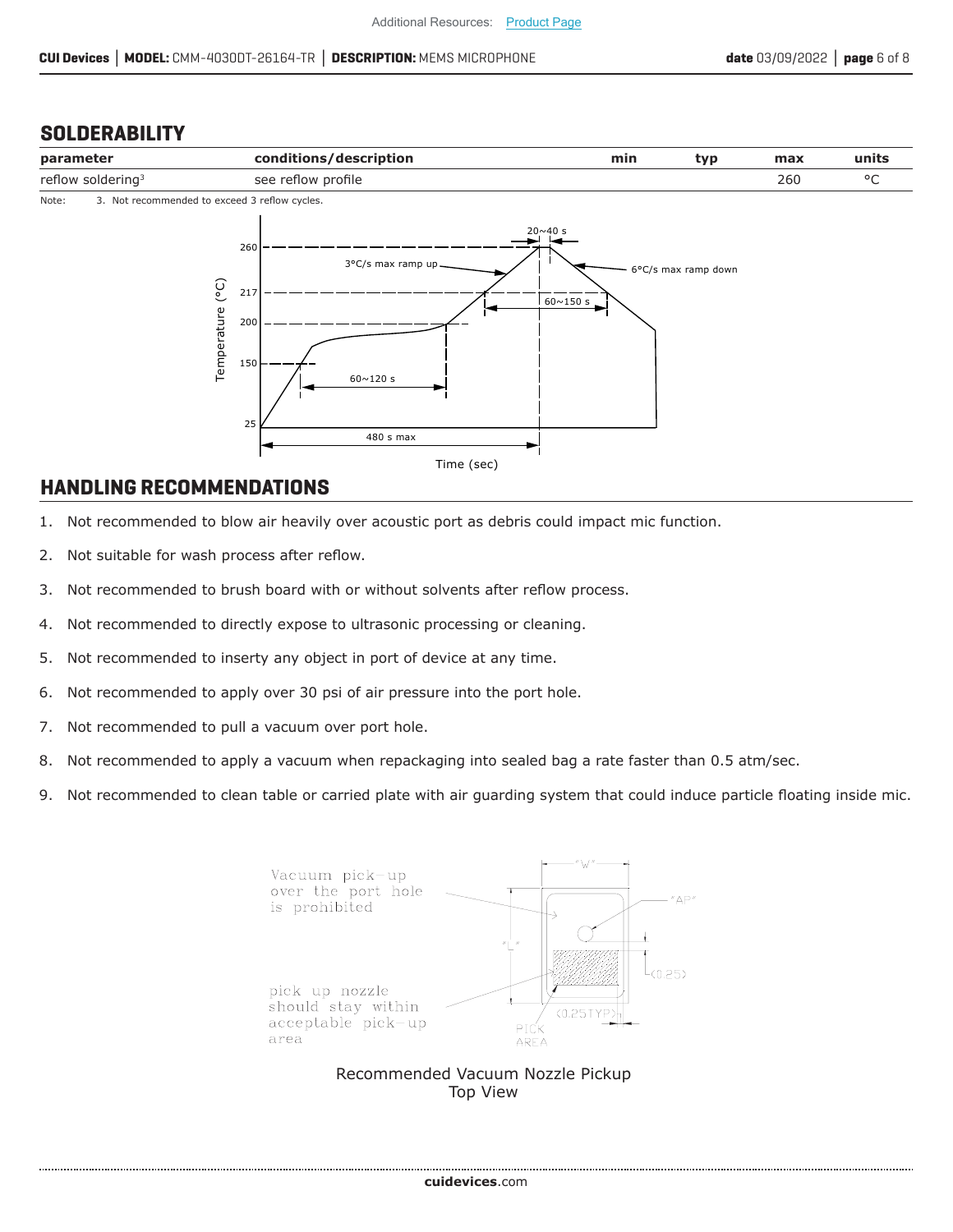## SOLDERABILITY

| parameter | conditions/description | min | typ | max | units |
|---|---|---|---|---|---|
| reflow soldering[3] | see reflow profile | | | 260 | °C |

Note: 3. Not recommended to exceed 3 reflow cycles.

## HANDLING RECOMMENDATIONS

1. Not recommended to blow air heavily over acoustic port as debris could impact mic function.
2. Not suitable for wash process after reflow.
3. Not recommended to brush board with or without solvents after reflow process.
4. Not recommended to directly expose to ultrasonic processing or cleaning.
5. Not recommended to inserty any object in port of device at any time.
6. Not recommended to apply over 30 psi of air pressure into the port hole.
7. Not recommended to pull a vacuum over port hole.
8. Not recommended to apply a vacuum when repackaging into sealed bag a rate faster than 0.5 atm/sec.
9. Not recommended to clean table or carried plate with air guarding system that could induce particle floating inside mic.

Recommended Vacuum Nozzle Pickup
Top View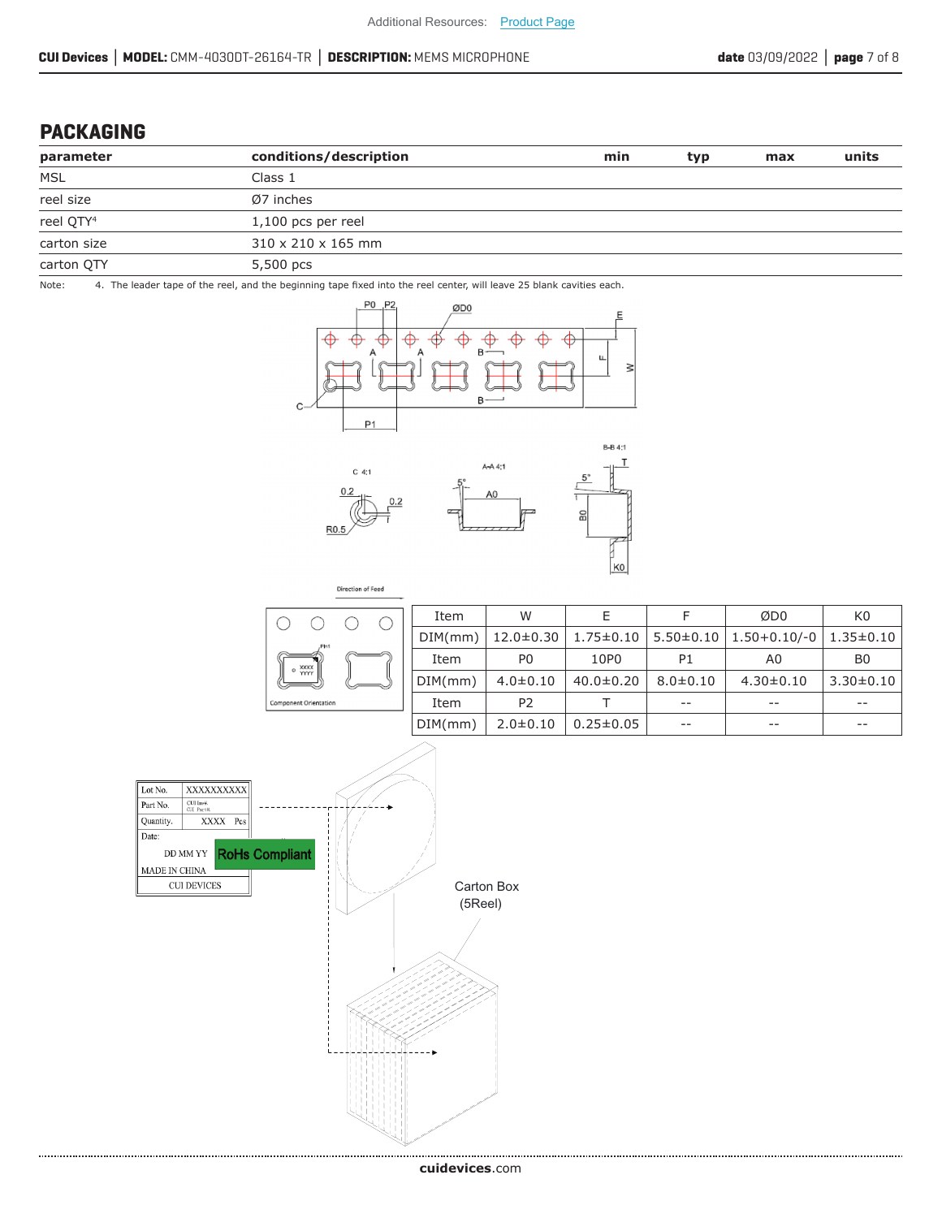## PACKAGING

| parameter | conditions/description | min | typ | max | units |
|---|---|---|---|---|---|
| MSL | Class 1 | | | | |
| reel size | Ø7 inches | | | | |
| reel QTY[4] | 1,100 pcs per reel | | | | |
| carton size | 310 x 210 x 165 mm | | | | |
| carton QTY | 5,500 pcs | | | | |

Note: 4. The leader tape of the reel, and the beginning tape fixed into the reel center, will leave 25 blank cavities each.

| Item | W | E | F | ØD0 | K0 |
|---|---|---|---|---|---|
| DIM(mm) | 12.0±0.30 | 1.75±0.10 | 5.50±0.10 | 1.50+0.10/-0 | 1.35±0.10 |
| Item | P0 | 10P0 | P1 | A0 | B0 |
| DIM(mm) | 4.0±0.10 | 40.0±0.20 | 8.0±0.10 | 4.30±0.10 | 3.30±0.10 |
| Item | P2 | T | -- | -- | -- |
| DIM(mm) | 2.0±0.10 | 0.25±0.05 | -- | -- | -- |

Direction of Feed

Component Orientation

Carton Box (5Reel)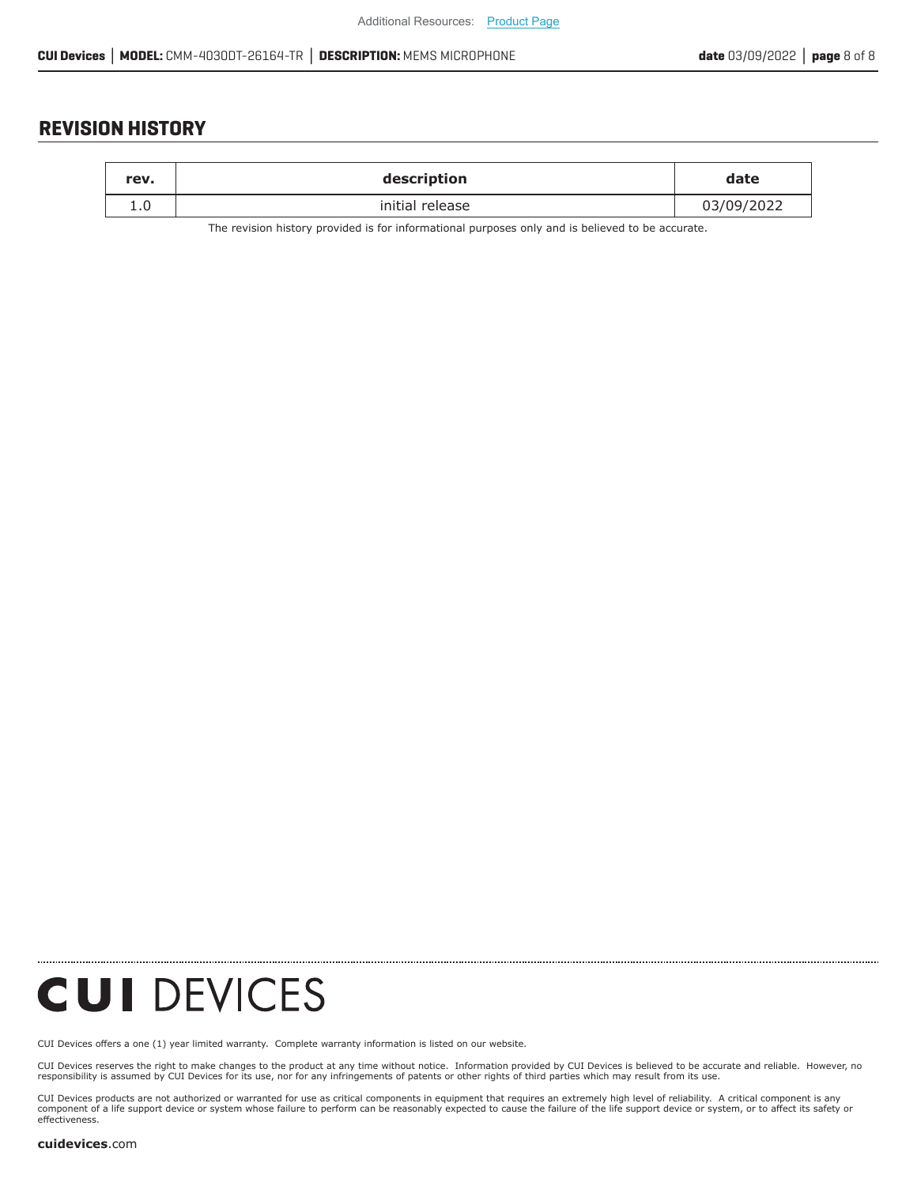## REVISION HISTORY

| rev. | description | date |
|---|---|---|
| 1.0 | initial release | 03/09/2022 |

The revision history provided is for informational purposes only and is believed to be accurate.

CUI DEVICES

CUI Devices offers a one (1) year limited warranty. Complete warranty information is listed on our website.

CUI Devices reserves the right to make changes to the product at any time without notice. Information provided by CUI Devices is believed to be accurate and reliable. However, no responsibility is assumed by CUI Devices for its use, nor for any infringements of patents or other rights of third parties which may result from its use.

CUI Devices products are not authorized or warranted for use as critical components in equipment that requires an extremely high level of reliability. A critical component is any component of a life support device or system whose failure to perform can be reasonably expected to cause the failure of the life support device or system, or to affect its safety or effectiveness.

**cuidevices**.com